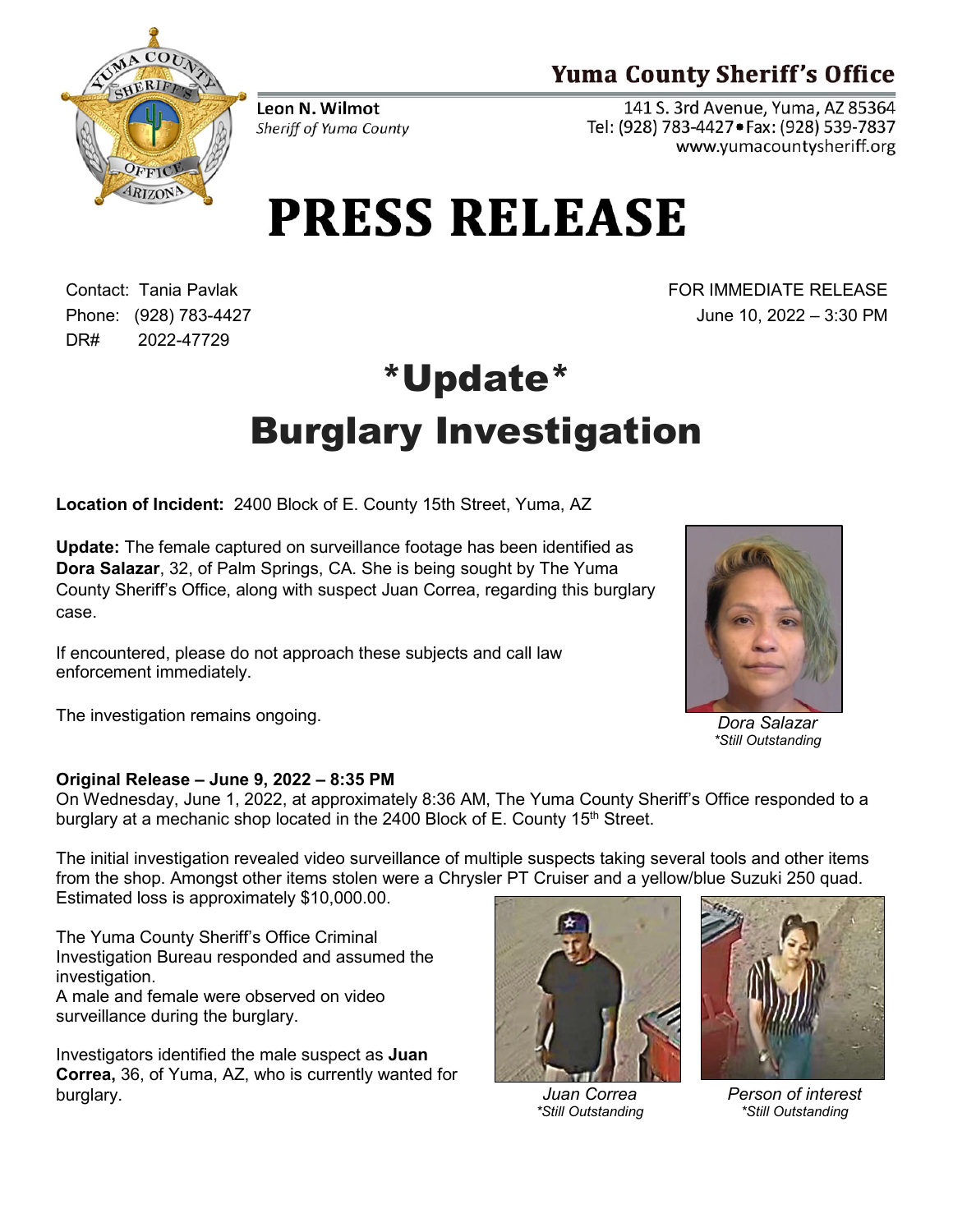**Yuma County Sheriff's Office**

**Leon N. Wilmot**
*Sheriff of Yuma County*

141 S. 3rd Avenue, Yuma, AZ 85364
Tel: (928) 783-4427 • Fax: (928) 539-7837
www.yumacountysheriff.org

# PRESS RELEASE

Contact: Tania Pavlak
Phone: (928) 783-4427
DR# 2022-47729

FOR IMMEDIATE RELEASE
June 10, 2022 – 3:30 PM

# *Update*
# Burglary Investigation

**Location of Incident:** 2400 Block of E. County 15th Street, Yuma, AZ

**Update:** The female captured on surveillance footage has been identified as **Dora Salazar**, 32, of Palm Springs, CA. She is being sought by The Yuma County Sheriff's Office, along with suspect Juan Correa, regarding this burglary case.

If encountered, please do not approach these subjects and call law enforcement immediately.

The investigation remains ongoing.

*Dora Salazar*
*\*Still Outstanding*

**Original Release – June 9, 2022 – 8:35 PM**

On Wednesday, June 1, 2022, at approximately 8:36 AM, The Yuma County Sheriff's Office responded to a burglary at a mechanic shop located in the 2400 Block of E. County 15th Street.

The initial investigation revealed video surveillance of multiple suspects taking several tools and other items from the shop. Amongst other items stolen were a Chrysler PT Cruiser and a yellow/blue Suzuki 250 quad. Estimated loss is approximately $10,000.00.

The Yuma County Sheriff's Office Criminal Investigation Bureau responded and assumed the investigation.

A male and female were observed on video surveillance during the burglary.

Investigators identified the male suspect as **Juan Correa,** 36, of Yuma, AZ, who is currently wanted for burglary.

*Juan Correa*
*\*Still Outstanding*

*Person of interest*
*\*Still Outstanding*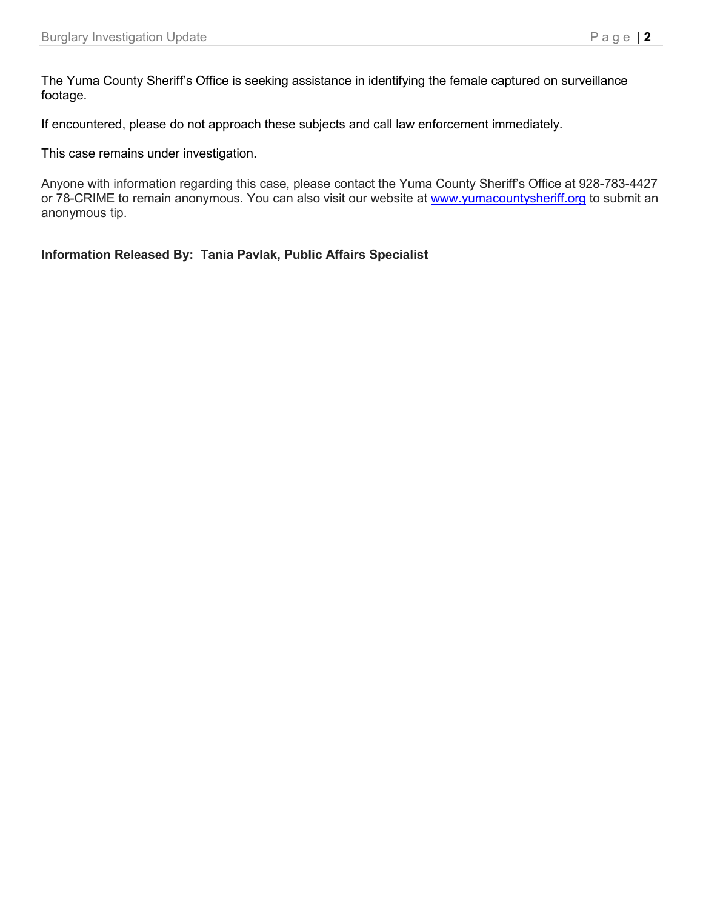The Yuma County Sheriff's Office is seeking assistance in identifying the female captured on surveillance footage.

If encountered, please do not approach these subjects and call law enforcement immediately.

This case remains under investigation.

Anyone with information regarding this case, please contact the Yuma County Sheriff's Office at 928-783-4427 or 78-CRIME to remain anonymous. You can also visit our website at [www.yumacountysheriff.org](http://www.yumacountysheriff.org) to submit an anonymous tip.

**Information Released By: Tania Pavlak, Public Affairs Specialist**